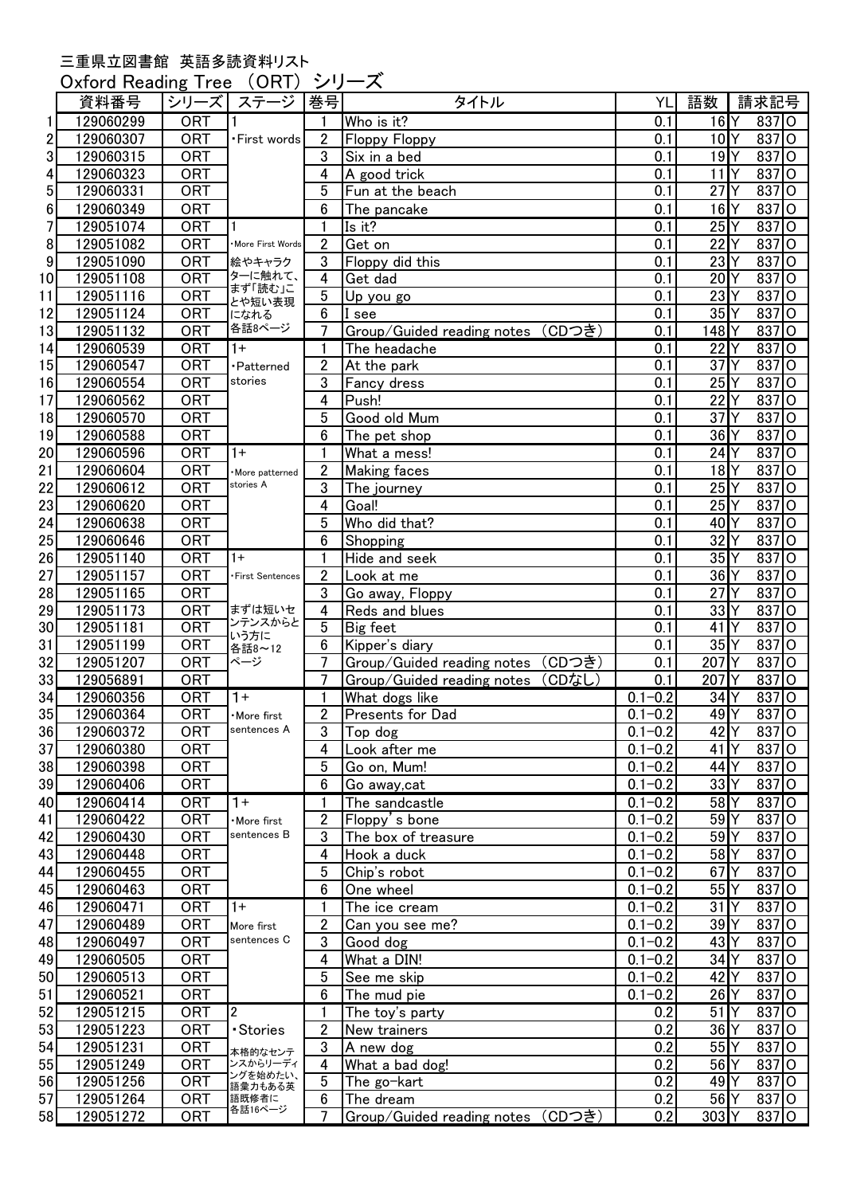三重県立図書館 英語多読資料リスト

Oxford Reading Tree （ORT） シリーズ

|  | 資料番号 | シリーズ | ステージ | 巻号 | タイトル | YL | 語数 | 請求記号 | | |
|---|---|---|---|---|---|---|---|---|---|---|
| 1 | 129060299 | ORT | 1 | 1 | Who is it? | 0.1 | 16 | Y | 837 | O |
| 2 | 129060307 | ORT | ・First words | 2 | Floppy Floppy | 0.1 | 10 | Y | 837 | O |
| 3 | 129060315 | ORT | | 3 | Six in a bed | 0.1 | 19 | Y | 837 | O |
| 4 | 129060323 | ORT | | 4 | A good trick | 0.1 | 11 | Y | 837 | O |
| 5 | 129060331 | ORT | | 5 | Fun at the beach | 0.1 | 27 | Y | 837 | O |
| 6 | 129060349 | ORT | | 6 | The pancake | 0.1 | 16 | Y | 837 | O |
| 7 | 129051074 | ORT | 1 | 1 | Is it? | 0.1 | 25 | Y | 837 | O |
| 8 | 129051082 | ORT | ・More First Words | 2 | Get on | 0.1 | 22 | Y | 837 | O |
| 9 | 129051090 | ORT | 絵やキャラク | 3 | Floppy did this | 0.1 | 23 | Y | 837 | O |
| 10 | 129051108 | ORT | ターに触れて、 | 4 | Get dad | 0.1 | 20 | Y | 837 | O |
| 11 | 129051116 | ORT | まず「読む」こ | 5 | Up you go | 0.1 | 23 | Y | 837 | O |
| 12 | 129051124 | ORT | とや短い表現 | 6 | I see | 0.1 | 35 | Y | 837 | O |
| 13 | 129051132 | ORT | になれる 各話8ページ | 7 | Group/Guided reading notes （CDつき） | 0.1 | 148 | Y | 837 | O |
| 14 | 129060539 | ORT | 1+ | 1 | The headache | 0.1 | 22 | Y | 837 | O |
| 15 | 129060547 | ORT | ・Patterned | 2 | At the park | 0.1 | 37 | Y | 837 | O |
| 16 | 129060554 | ORT | stories | 3 | Fancy dress | 0.1 | 25 | Y | 837 | O |
| 17 | 129060562 | ORT | | 4 | Push! | 0.1 | 22 | Y | 837 | O |
| 18 | 129060570 | ORT | | 5 | Good old Mum | 0.1 | 37 | Y | 837 | O |
| 19 | 129060588 | ORT | | 6 | The pet shop | 0.1 | 36 | Y | 837 | O |
| 20 | 129060596 | ORT | 1+ | 1 | What a mess! | 0.1 | 24 | Y | 837 | O |
| 21 | 129060604 | ORT | ・More patterned | 2 | Making faces | 0.1 | 18 | Y | 837 | O |
| 22 | 129060612 | ORT | stories A | 3 | The journey | 0.1 | 25 | Y | 837 | O |
| 23 | 129060620 | ORT | | 4 | Goal! | 0.1 | 25 | Y | 837 | O |
| 24 | 129060638 | ORT | | 5 | Who did that? | 0.1 | 40 | Y | 837 | O |
| 25 | 129060646 | ORT | | 6 | Shopping | 0.1 | 32 | Y | 837 | O |
| 26 | 129051140 | ORT | 1+ | 1 | Hide and seek | 0.1 | 35 | Y | 837 | O |
| 27 | 129051157 | ORT | ・First Sentences | 2 | Look at me | 0.1 | 36 | Y | 837 | O |
| 28 | 129051165 | ORT | | 3 | Go away, Floppy | 0.1 | 27 | Y | 837 | O |
| 29 | 129051173 | ORT | まずは短いセ | 4 | Reds and blues | 0.1 | 33 | Y | 837 | O |
| 30 | 129051181 | ORT | ンテンスからと | 5 | Big feet | 0.1 | 41 | Y | 837 | O |
| 31 | 129051199 | ORT | いう方に 各話8～12 | 6 | Kipper's diary | 0.1 | 35 | Y | 837 | O |
| 32 | 129051207 | ORT | ページ | 7 | Group/Guided reading notes （CDつき） | 0.1 | 207 | Y | 837 | O |
| 33 | 129056891 | ORT | | 7 | Group/Guided reading notes （CDなし） | 0.1 | 207 | Y | 837 | O |
| 34 | 129060356 | ORT | 1+ | 1 | What dogs like | 0.1−0.2 | 34 | Y | 837 | O |
| 35 | 129060364 | ORT | ・More first | 2 | Presents for Dad | 0.1−0.2 | 49 | Y | 837 | O |
| 36 | 129060372 | ORT | sentences A | 3 | Top dog | 0.1−0.2 | 42 | Y | 837 | O |
| 37 | 129060380 | ORT | | 4 | Look after me | 0.1−0.2 | 41 | Y | 837 | O |
| 38 | 129060398 | ORT | | 5 | Go on, Mum! | 0.1−0.2 | 44 | Y | 837 | O |
| 39 | 129060406 | ORT | | 6 | Go away,cat | 0.1−0.2 | 33 | Y | 837 | O |
| 40 | 129060414 | ORT | 1+ | 1 | The sandcastle | 0.1−0.2 | 58 | Y | 837 | O |
| 41 | 129060422 | ORT | ・More first | 2 | Floppy's bone | 0.1−0.2 | 59 | Y | 837 | O |
| 42 | 129060430 | ORT | sentences B | 3 | The box of treasure | 0.1−0.2 | 59 | Y | 837 | O |
| 43 | 129060448 | ORT | | 4 | Hook a duck | 0.1−0.2 | 58 | Y | 837 | O |
| 44 | 129060455 | ORT | | 5 | Chip's robot | 0.1−0.2 | 67 | Y | 837 | O |
| 45 | 129060463 | ORT | | 6 | One wheel | 0.1−0.2 | 55 | Y | 837 | O |
| 46 | 129060471 | ORT | 1+ | 1 | The ice cream | 0.1−0.2 | 31 | Y | 837 | O |
| 47 | 129060489 | ORT | More first | 2 | Can you see me? | 0.1−0.2 | 39 | Y | 837 | O |
| 48 | 129060497 | ORT | sentences C | 3 | Good dog | 0.1−0.2 | 43 | Y | 837 | O |
| 49 | 129060505 | ORT | | 4 | What a DIN! | 0.1−0.2 | 34 | Y | 837 | O |
| 50 | 129060513 | ORT | | 5 | See me skip | 0.1−0.2 | 42 | Y | 837 | O |
| 51 | 129060521 | ORT | | 6 | The mud pie | 0.1−0.2 | 26 | Y | 837 | O |
| 52 | 129051215 | ORT | 2 | 1 | The toy's party | 0.2 | 51 | Y | 837 | O |
| 53 | 129051223 | ORT | ・Stories | 2 | New trainers | 0.2 | 36 | Y | 837 | O |
| 54 | 129051231 | ORT | 本格的なセンテ | 3 | A new dog | 0.2 | 55 | Y | 837 | O |
| 55 | 129051249 | ORT | ンスからリーディ | 4 | What a bad dog! | 0.2 | 56 | Y | 837 | O |
| 56 | 129051256 | ORT | ングを始めたい、 語彙力もある英 | 5 | The go-kart | 0.2 | 49 | Y | 837 | O |
| 57 | 129051264 | ORT | 語既修者に | 6 | The dream | 0.2 | 56 | Y | 837 | O |
| 58 | 129051272 | ORT | 各話16ページ | 7 | Group/Guided reading notes （CDつき） | 0.2 | 303 | Y | 837 | O |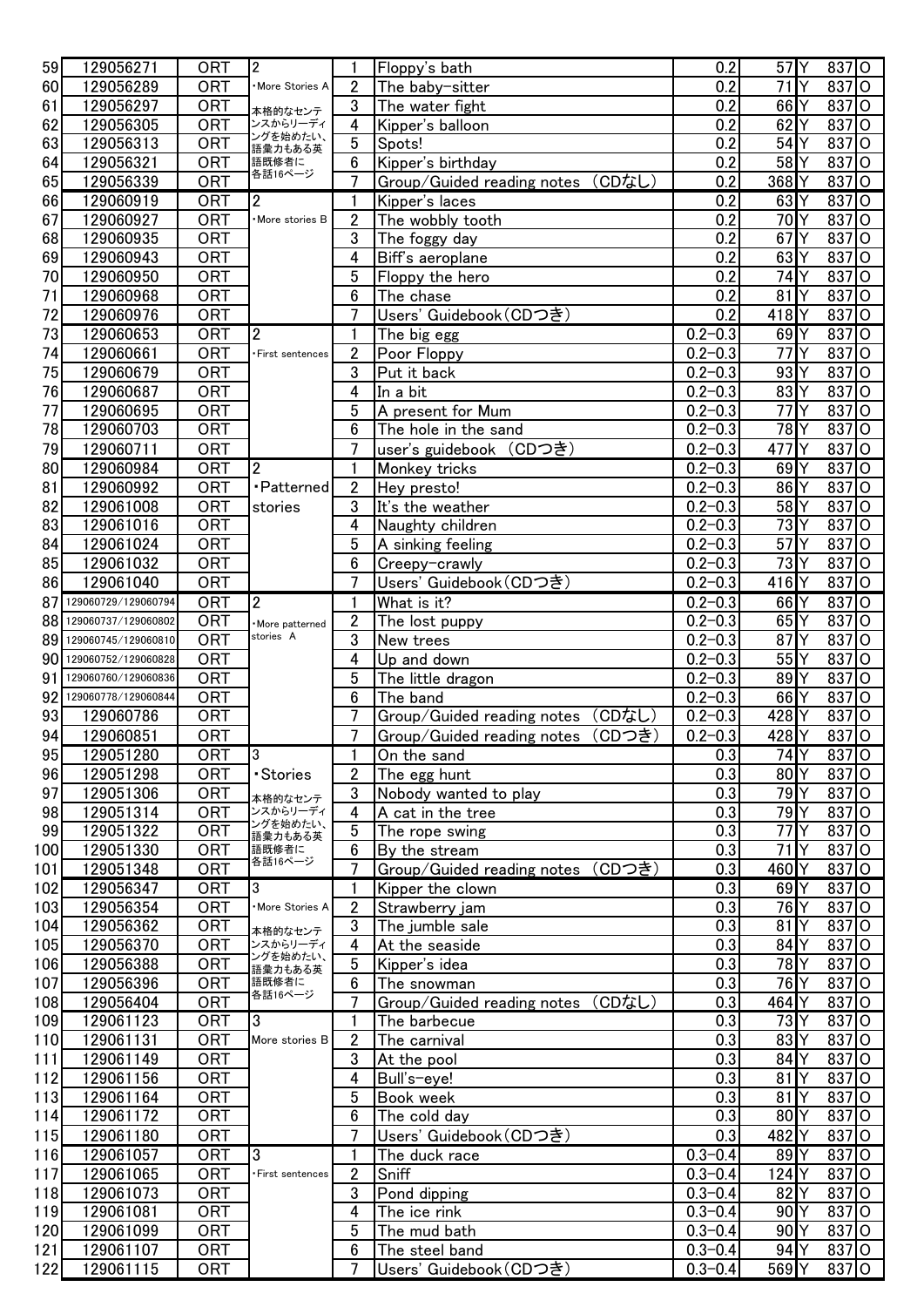| | | | | | | | | | | |
|---|---|---|---|---|---|---|---|---|---|---|
| 59 | 129056271 | ORT | 2 | 1 | Floppy's bath | 0.2 | 57 | Y | 837 | O |
| 60 | 129056289 | ORT | ・More Stories A | 2 | The baby-sitter | 0.2 | 71 | Y | 837 | O |
| 61 | 129056297 | ORT | 本格的なセンテンスからリーディングを始めたい、語彙力もある英語既修者に 各話16ページ | 3 | The water fight | 0.2 | 66 | Y | 837 | O |
| 62 | 129056305 | ORT | | 4 | Kipper's balloon | 0.2 | 62 | Y | 837 | O |
| 63 | 129056313 | ORT | | 5 | Spots! | 0.2 | 54 | Y | 837 | O |
| 64 | 129056321 | ORT | | 6 | Kipper's birthday | 0.2 | 58 | Y | 837 | O |
| 65 | 129056339 | ORT | | 7 | Group/Guided reading notes (CDなし) | 0.2 | 368 | Y | 837 | O |
| 66 | 129060919 | ORT | 2 | 1 | Kipper's laces | 0.2 | 63 | Y | 837 | O |
| 67 | 129060927 | ORT | ・More stories B | 2 | The wobbly tooth | 0.2 | 70 | Y | 837 | O |
| 68 | 129060935 | ORT | | 3 | The foggy day | 0.2 | 67 | Y | 837 | O |
| 69 | 129060943 | ORT | | 4 | Biff's aeroplane | 0.2 | 63 | Y | 837 | O |
| 70 | 129060950 | ORT | | 5 | Floppy the hero | 0.2 | 74 | Y | 837 | O |
| 71 | 129060968 | ORT | | 6 | The chase | 0.2 | 81 | Y | 837 | O |
| 72 | 129060976 | ORT | | 7 | Users' Guidebook(CDつき) | 0.2 | 418 | Y | 837 | O |
| 73 | 129060653 | ORT | 2 | 1 | The big egg | 0.2-0.3 | 69 | Y | 837 | O |
| 74 | 129060661 | ORT | ・First sentences | 2 | Poor Floppy | 0.2-0.3 | 77 | Y | 837 | O |
| 75 | 129060679 | ORT | | 3 | Put it back | 0.2-0.3 | 93 | Y | 837 | O |
| 76 | 129060687 | ORT | | 4 | In a bit | 0.2-0.3 | 83 | Y | 837 | O |
| 77 | 129060695 | ORT | | 5 | A present for Mum | 0.2-0.3 | 77 | Y | 837 | O |
| 78 | 129060703 | ORT | | 6 | The hole in the sand | 0.2-0.3 | 78 | Y | 837 | O |
| 79 | 129060711 | ORT | | 7 | user's guidebook (CDつき) | 0.2-0.3 | 477 | Y | 837 | O |
| 80 | 129060984 | ORT | 2 | 1 | Monkey tricks | 0.2-0.3 | 69 | Y | 837 | O |
| 81 | 129060992 | ORT | ・Patterned stories | 2 | Hey presto! | 0.2-0.3 | 86 | Y | 837 | O |
| 82 | 129061008 | ORT | | 3 | It's the weather | 0.2-0.3 | 58 | Y | 837 | O |
| 83 | 129061016 | ORT | | 4 | Naughty children | 0.2-0.3 | 73 | Y | 837 | O |
| 84 | 129061024 | ORT | | 5 | A sinking feeling | 0.2-0.3 | 57 | Y | 837 | O |
| 85 | 129061032 | ORT | | 6 | Creepy-crawly | 0.2-0.3 | 73 | Y | 837 | O |
| 86 | 129061040 | ORT | | 7 | Users' Guidebook(CDつき) | 0.2-0.3 | 416 | Y | 837 | O |
| 87 | 129060729/129060794 | ORT | 2 | 1 | What is it? | 0.2-0.3 | 66 | Y | 837 | O |
| 88 | 129060737/129060802 | ORT | ・More patterned stories A | 2 | The lost puppy | 0.2-0.3 | 65 | Y | 837 | O |
| 89 | 129060745/129060810 | ORT | | 3 | New trees | 0.2-0.3 | 87 | Y | 837 | O |
| 90 | 129060752/129060828 | ORT | | 4 | Up and down | 0.2-0.3 | 55 | Y | 837 | O |
| 91 | 129060760/129060836 | ORT | | 5 | The little dragon | 0.2-0.3 | 89 | Y | 837 | O |
| 92 | 129060778/129060844 | ORT | | 6 | The band | 0.2-0.3 | 66 | Y | 837 | O |
| 93 | 129060786 | ORT | | 7 | Group/Guided reading notes (CDなし) | 0.2-0.3 | 428 | Y | 837 | O |
| 94 | 129060851 | ORT | | 7 | Group/Guided reading notes (CDつき) | 0.2-0.3 | 428 | Y | 837 | O |
| 95 | 129051280 | ORT | 3 | 1 | On the sand | 0.3 | 74 | Y | 837 | O |
| 96 | 129051298 | ORT | ・Stories | 2 | The egg hunt | 0.3 | 80 | Y | 837 | O |
| 97 | 129051306 | ORT | 本格的なセンテンスからリーディングを始めたい、語彙力もある英語既修者に 各話16ページ | 3 | Nobody wanted to play | 0.3 | 79 | Y | 837 | O |
| 98 | 129051314 | ORT | | 4 | A cat in the tree | 0.3 | 79 | Y | 837 | O |
| 99 | 129051322 | ORT | | 5 | The rope swing | 0.3 | 77 | Y | 837 | O |
| 100 | 129051330 | ORT | | 6 | By the stream | 0.3 | 71 | Y | 837 | O |
| 101 | 129051348 | ORT | | 7 | Group/Guided reading notes (CDつき) | 0.3 | 460 | Y | 837 | O |
| 102 | 129056347 | ORT | 3 | 1 | Kipper the clown | 0.3 | 69 | Y | 837 | O |
| 103 | 129056354 | ORT | ・More Stories A | 2 | Strawberry jam | 0.3 | 76 | Y | 837 | O |
| 104 | 129056362 | ORT | 本格的なセンテンスからリーディングを始めたい、語彙力もある英語既修者に 各話16ページ | 3 | The jumble sale | 0.3 | 81 | Y | 837 | O |
| 105 | 129056370 | ORT | | 4 | At the seaside | 0.3 | 84 | Y | 837 | O |
| 106 | 129056388 | ORT | | 5 | Kipper's idea | 0.3 | 78 | Y | 837 | O |
| 107 | 129056396 | ORT | | 6 | The snowman | 0.3 | 76 | Y | 837 | O |
| 108 | 129056404 | ORT | | 7 | Group/Guided reading notes (CDなし) | 0.3 | 464 | Y | 837 | O |
| 109 | 129061123 | ORT | 3 | 1 | The barbecue | 0.3 | 73 | Y | 837 | O |
| 110 | 129061131 | ORT | More stories B | 2 | The carnival | 0.3 | 83 | Y | 837 | O |
| 111 | 129061149 | ORT | | 3 | At the pool | 0.3 | 84 | Y | 837 | O |
| 112 | 129061156 | ORT | | 4 | Bull's-eye! | 0.3 | 81 | Y | 837 | O |
| 113 | 129061164 | ORT | | 5 | Book week | 0.3 | 81 | Y | 837 | O |
| 114 | 129061172 | ORT | | 6 | The cold day | 0.3 | 80 | Y | 837 | O |
| 115 | 129061180 | ORT | | 7 | Users' Guidebook(CDつき) | 0.3 | 482 | Y | 837 | O |
| 116 | 129061057 | ORT | 3 | 1 | The duck race | 0.3-0.4 | 89 | Y | 837 | O |
| 117 | 129061065 | ORT | ・First sentences | 2 | Sniff | 0.3-0.4 | 124 | Y | 837 | O |
| 118 | 129061073 | ORT | | 3 | Pond dipping | 0.3-0.4 | 82 | Y | 837 | O |
| 119 | 129061081 | ORT | | 4 | The ice rink | 0.3-0.4 | 90 | Y | 837 | O |
| 120 | 129061099 | ORT | | 5 | The mud bath | 0.3-0.4 | 90 | Y | 837 | O |
| 121 | 129061107 | ORT | | 6 | The steel band | 0.3-0.4 | 94 | Y | 837 | O |
| 122 | 129061115 | ORT | | 7 | Users' Guidebook(CDつき) | 0.3-0.4 | 569 | Y | 837 | O |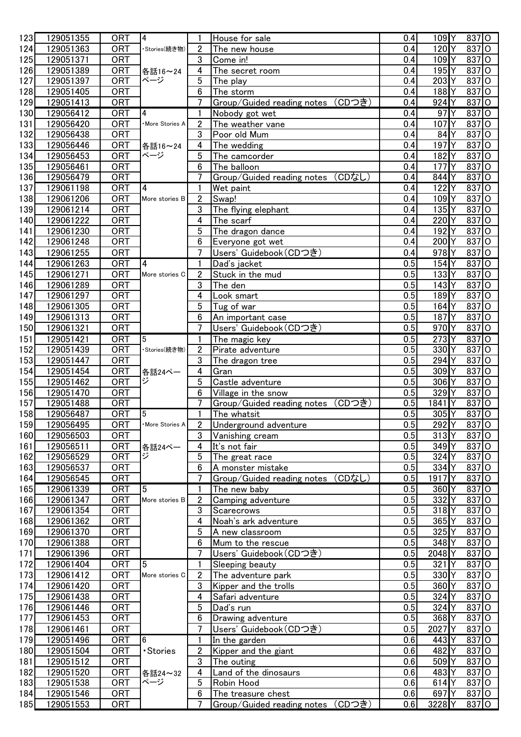| | | | | | | | | | |
|---|---|---|---|---|---|---|---|---|---|
| 123 | 129051355 | ORT | 4 | 1 | House for sale | 0.4 | 109 | Y | 837 | O |
| 124 | 129051363 | ORT | ･Stories(続き物) | 2 | The new house | 0.4 | 120 | Y | 837 | O |
| 125 | 129051371 | ORT | | 3 | Come in! | 0.4 | 109 | Y | 837 | O |
| 126 | 129051389 | ORT | 各話16～24ページ | 4 | The secret room | 0.4 | 195 | Y | 837 | O |
| 127 | 129051397 | ORT | | 5 | The play | 0.4 | 203 | Y | 837 | O |
| 128 | 129051405 | ORT | | 6 | The storm | 0.4 | 188 | Y | 837 | O |
| 129 | 129051413 | ORT | | 7 | Group/Guided reading notes （CDつき） | 0.4 | 924 | Y | 837 | O |
| 130 | 129056412 | ORT | 4 | 1 | Nobody got wet | 0.4 | 97 | Y | 837 | O |
| 131 | 129056420 | ORT | ･More Stories A | 2 | The weather vane | 0.4 | 107 | Y | 837 | O |
| 132 | 129056438 | ORT | | 3 | Poor old Mum | 0.4 | 84 | Y | 837 | O |
| 133 | 129056446 | ORT | 各話16～24ページ | 4 | The wedding | 0.4 | 197 | Y | 837 | O |
| 134 | 129056453 | ORT | | 5 | The camcorder | 0.4 | 182 | Y | 837 | O |
| 135 | 129056461 | ORT | | 6 | The balloon | 0.4 | 177 | Y | 837 | O |
| 136 | 129056479 | ORT | | 7 | Group/Guided reading notes （CDなし） | 0.4 | 844 | Y | 837 | O |
| 137 | 129061198 | ORT | 4 | 1 | Wet paint | 0.4 | 122 | Y | 837 | O |
| 138 | 129061206 | ORT | More stories B | 2 | Swap! | 0.4 | 109 | Y | 837 | O |
| 139 | 129061214 | ORT | | 3 | The flying elephant | 0.4 | 135 | Y | 837 | O |
| 140 | 129061222 | ORT | | 4 | The scarf | 0.4 | 220 | Y | 837 | O |
| 141 | 129061230 | ORT | | 5 | The dragon dance | 0.4 | 192 | Y | 837 | O |
| 142 | 129061248 | ORT | | 6 | Everyone got wet | 0.4 | 200 | Y | 837 | O |
| 143 | 129061255 | ORT | | 7 | Users' Guidebook（CDつき） | 0.4 | 978 | Y | 837 | O |
| 144 | 129061263 | ORT | 4 | 1 | Dad's jacket | 0.5 | 154 | Y | 837 | O |
| 145 | 129061271 | ORT | More stories C | 2 | Stuck in the mud | 0.5 | 133 | Y | 837 | O |
| 146 | 129061289 | ORT | | 3 | The den | 0.5 | 143 | Y | 837 | O |
| 147 | 129061297 | ORT | | 4 | Look smart | 0.5 | 189 | Y | 837 | O |
| 148 | 129061305 | ORT | | 5 | Tug of war | 0.5 | 164 | Y | 837 | O |
| 149 | 129061313 | ORT | | 6 | An important case | 0.5 | 187 | Y | 837 | O |
| 150 | 129061321 | ORT | | 7 | Users' Guidebook（CDつき） | 0.5 | 970 | Y | 837 | O |
| 151 | 129051421 | ORT | 5 | 1 | The magic key | 0.5 | 273 | Y | 837 | O |
| 152 | 129051439 | ORT | ･Stories(続き物) | 2 | Pirate adventure | 0.5 | 330 | Y | 837 | O |
| 153 | 129051447 | ORT | | 3 | The dragon tree | 0.5 | 294 | Y | 837 | O |
| 154 | 129051454 | ORT | 各話24ページ | 4 | Gran | 0.5 | 309 | Y | 837 | O |
| 155 | 129051462 | ORT | | 5 | Castle adventure | 0.5 | 306 | Y | 837 | O |
| 156 | 129051470 | ORT | | 6 | Village in the snow | 0.5 | 329 | Y | 837 | O |
| 157 | 129051488 | ORT | | 7 | Group/Guided reading notes （CDつき） | 0.5 | 1841 | Y | 837 | O |
| 158 | 129056487 | ORT | 5 | 1 | The whatsit | 0.5 | 305 | Y | 837 | O |
| 159 | 129056495 | ORT | ･More Stories A | 2 | Underground adventure | 0.5 | 292 | Y | 837 | O |
| 160 | 129056503 | ORT | | 3 | Vanishing cream | 0.5 | 313 | Y | 837 | O |
| 161 | 129056511 | ORT | 各話24ページ | 4 | It's not fair | 0.5 | 349 | Y | 837 | O |
| 162 | 129056529 | ORT | | 5 | The great race | 0.5 | 324 | Y | 837 | O |
| 163 | 129056537 | ORT | | 6 | A monster mistake | 0.5 | 334 | Y | 837 | O |
| 164 | 129056545 | ORT | | 7 | Group/Guided reading notes （CDなし） | 0.5 | 1917 | Y | 837 | O |
| 165 | 129061339 | ORT | 5 | 1 | The new baby | 0.5 | 360 | Y | 837 | O |
| 166 | 129061347 | ORT | More stories B | 2 | Camping adventure | 0.5 | 332 | Y | 837 | O |
| 167 | 129061354 | ORT | | 3 | Scarecrows | 0.5 | 318 | Y | 837 | O |
| 168 | 129061362 | ORT | | 4 | Noah's ark adventure | 0.5 | 365 | Y | 837 | O |
| 169 | 129061370 | ORT | | 5 | A new classroom | 0.5 | 325 | Y | 837 | O |
| 170 | 129061388 | ORT | | 6 | Mum to the rescue | 0.5 | 348 | Y | 837 | O |
| 171 | 129061396 | ORT | | 7 | Users' Guidebook（CDつき） | 0.5 | 2048 | Y | 837 | O |
| 172 | 129061404 | ORT | 5 | 1 | Sleeping beauty | 0.5 | 321 | Y | 837 | O |
| 173 | 129061412 | ORT | More stories C | 2 | The adventure park | 0.5 | 330 | Y | 837 | O |
| 174 | 129061420 | ORT | | 3 | Kipper and the trolls | 0.5 | 360 | Y | 837 | O |
| 175 | 129061438 | ORT | | 4 | Safari adventure | 0.5 | 324 | Y | 837 | O |
| 176 | 129061446 | ORT | | 5 | Dad's run | 0.5 | 324 | Y | 837 | O |
| 177 | 129061453 | ORT | | 6 | Drawing adventure | 0.5 | 368 | Y | 837 | O |
| 178 | 129061461 | ORT | | 7 | Users' Guidebook（CDつき） | 0.5 | 2027 | Y | 837 | O |
| 179 | 129051496 | ORT | 6 | 1 | In the garden | 0.6 | 443 | Y | 837 | O |
| 180 | 129051504 | ORT | ･Stories | 2 | Kipper and the giant | 0.6 | 482 | Y | 837 | O |
| 181 | 129051512 | ORT | | 3 | The outing | 0.6 | 509 | Y | 837 | O |
| 182 | 129051520 | ORT | 各話24～32ページ | 4 | Land of the dinosaurs | 0.6 | 483 | Y | 837 | O |
| 183 | 129051538 | ORT | | 5 | Robin Hood | 0.6 | 614 | Y | 837 | O |
| 184 | 129051546 | ORT | | 6 | The treasure chest | 0.6 | 697 | Y | 837 | O |
| 185 | 129051553 | ORT | | 7 | Group/Guided reading notes （CDつき） | 0.6 | 3228 | Y | 837 | O |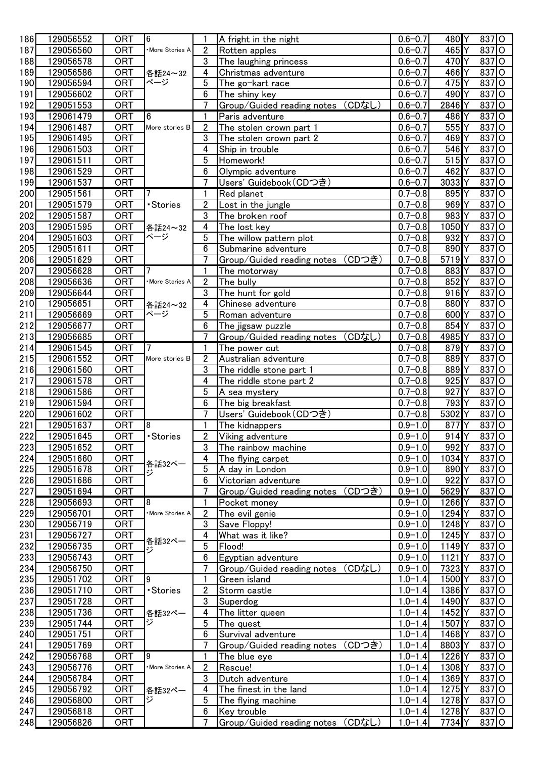| | | | | | | | | | | |
|---|---|---|---|---|---|---|---|---|---|---|
| 186 | 129056552 | ORT | 6 | 1 | A fright in the night | 0.6−0.7 | 480 | Y | 837 | O |
| 187 | 129056560 | ORT | ・More Stories A | 2 | Rotten apples | 0.6−0.7 | 465 | Y | 837 | O |
| 188 | 129056578 | ORT | | 3 | The laughing princess | 0.6−0.7 | 470 | Y | 837 | O |
| 189 | 129056586 | ORT | 各話24～32ページ | 4 | Christmas adventure | 0.6−0.7 | 466 | Y | 837 | O |
| 190 | 129056594 | ORT | | 5 | The go-kart race | 0.6−0.7 | 475 | Y | 837 | O |
| 191 | 129056602 | ORT | | 6 | The shiny key | 0.6−0.7 | 490 | Y | 837 | O |
| 192 | 129051553 | ORT | | 7 | Group/Guided reading notes （CDなし） | 0.6−0.7 | 2846 | Y | 837 | O |
| 193 | 129061479 | ORT | 6 | 1 | Paris adventure | 0.6−0.7 | 486 | Y | 837 | O |
| 194 | 129061487 | ORT | More stories B | 2 | The stolen crown part 1 | 0.6−0.7 | 555 | Y | 837 | O |
| 195 | 129061495 | ORT | | 3 | The stolen crown part 2 | 0.6−0.7 | 469 | Y | 837 | O |
| 196 | 129061503 | ORT | | 4 | Ship in trouble | 0.6−0.7 | 546 | Y | 837 | O |
| 197 | 129061511 | ORT | | 5 | Homework! | 0.6−0.7 | 515 | Y | 837 | O |
| 198 | 129061529 | ORT | | 6 | Olympic adventure | 0.6−0.7 | 462 | Y | 837 | O |
| 199 | 129061537 | ORT | | 7 | Users' Guidebook（CDつき） | 0.6−0.7 | 3033 | Y | 837 | O |
| 200 | 129051561 | ORT | 7 | 1 | Red planet | 0.7−0.8 | 895 | Y | 837 | O |
| 201 | 129051579 | ORT | ・Stories | 2 | Lost in the jungle | 0.7−0.8 | 969 | Y | 837 | O |
| 202 | 129051587 | ORT | | 3 | The broken roof | 0.7−0.8 | 983 | Y | 837 | O |
| 203 | 129051595 | ORT | 各話24～32ページ | 4 | The lost key | 0.7−0.8 | 1050 | Y | 837 | O |
| 204 | 129051603 | ORT | | 5 | The willow pattern plot | 0.7−0.8 | 932 | Y | 837 | O |
| 205 | 129051611 | ORT | | 6 | Submarine adventure | 0.7−0.8 | 890 | Y | 837 | O |
| 206 | 129051629 | ORT | | 7 | Group/Guided reading notes （CDつき） | 0.7−0.8 | 5719 | Y | 837 | O |
| 207 | 129056628 | ORT | 7 | 1 | The motorway | 0.7−0.8 | 883 | Y | 837 | O |
| 208 | 129056636 | ORT | ・More Stories A | 2 | The bully | 0.7−0.8 | 852 | Y | 837 | O |
| 209 | 129056644 | ORT | | 3 | The hunt for gold | 0.7−0.8 | 916 | Y | 837 | O |
| 210 | 129056651 | ORT | 各話24～32ページ | 4 | Chinese adventure | 0.7−0.8 | 880 | Y | 837 | O |
| 211 | 129056669 | ORT | | 5 | Roman adventure | 0.7−0.8 | 600 | Y | 837 | O |
| 212 | 129056677 | ORT | | 6 | The jigsaw puzzle | 0.7−0.8 | 854 | Y | 837 | O |
| 213 | 129056685 | ORT | | 7 | Group/Guided reading notes （CDなし） | 0.7−0.8 | 4985 | Y | 837 | O |
| 214 | 129061545 | ORT | 7 | 1 | The power cut | 0.7−0.8 | 879 | Y | 837 | O |
| 215 | 129061552 | ORT | More stories B | 2 | Australian adventure | 0.7−0.8 | 889 | Y | 837 | O |
| 216 | 129061560 | ORT | | 3 | The riddle stone part 1 | 0.7−0.8 | 889 | Y | 837 | O |
| 217 | 129061578 | ORT | | 4 | The riddle stone part 2 | 0.7−0.8 | 925 | Y | 837 | O |
| 218 | 129061586 | ORT | | 5 | A sea mystery | 0.7−0.8 | 927 | Y | 837 | O |
| 219 | 129061594 | ORT | | 6 | The big breakfast | 0.7−0.8 | 793 | Y | 837 | O |
| 220 | 129061602 | ORT | | 7 | Users' Guidebook（CDつき） | 0.7−0.8 | 5302 | Y | 837 | O |
| 221 | 129051637 | ORT | 8 | 1 | The kidnappers | 0.9−1.0 | 877 | Y | 837 | O |
| 222 | 129051645 | ORT | ・Stories | 2 | Viking adventure | 0.9−1.0 | 914 | Y | 837 | O |
| 223 | 129051652 | ORT | | 3 | The rainbow machine | 0.9−1.0 | 992 | Y | 837 | O |
| 224 | 129051660 | ORT | 各話32ページ | 4 | The flying carpet | 0.9−1.0 | 1034 | Y | 837 | O |
| 225 | 129051678 | ORT | | 5 | A day in London | 0.9−1.0 | 890 | Y | 837 | O |
| 226 | 129051686 | ORT | | 6 | Victorian adventure | 0.9−1.0 | 922 | Y | 837 | O |
| 227 | 129051694 | ORT | | 7 | Group/Guided reading notes （CDつき） | 0.9−1.0 | 5629 | Y | 837 | O |
| 228 | 129056693 | ORT | 8 | 1 | Pocket money | 0.9−1.0 | 1266 | Y | 837 | O |
| 229 | 129056701 | ORT | ・More Stories A | 2 | The evil genie | 0.9−1.0 | 1294 | Y | 837 | O |
| 230 | 129056719 | ORT | | 3 | Save Floppy! | 0.9−1.0 | 1248 | Y | 837 | O |
| 231 | 129056727 | ORT | 各話32ページ | 4 | What was it like? | 0.9−1.0 | 1245 | Y | 837 | O |
| 232 | 129056735 | ORT | | 5 | Flood! | 0.9−1.0 | 1149 | Y | 837 | O |
| 233 | 129056743 | ORT | | 6 | Egyptian adventure | 0.9−1.0 | 1121 | Y | 837 | O |
| 234 | 129056750 | ORT | | 7 | Group/Guided reading notes （CDなし） | 0.9−1.0 | 7323 | Y | 837 | O |
| 235 | 129051702 | ORT | 9 | 1 | Green island | 1.0−1.4 | 1500 | Y | 837 | O |
| 236 | 129051710 | ORT | ・Stories | 2 | Storm castle | 1.0−1.4 | 1386 | Y | 837 | O |
| 237 | 129051728 | ORT | | 3 | Superdog | 1.0−1.4 | 1490 | Y | 837 | O |
| 238 | 129051736 | ORT | 各話32ページ | 4 | The litter queen | 1.0−1.4 | 1452 | Y | 837 | O |
| 239 | 129051744 | ORT | | 5 | The quest | 1.0−1.4 | 1507 | Y | 837 | O |
| 240 | 129051751 | ORT | | 6 | Survival adventure | 1.0−1.4 | 1468 | Y | 837 | O |
| 241 | 129051769 | ORT | | 7 | Group/Guided reading notes （CDつき） | 1.0−1.4 | 8803 | Y | 837 | O |
| 242 | 129056768 | ORT | 9 | 1 | The blue eye | 1.0−1.4 | 1226 | Y | 837 | O |
| 243 | 129056776 | ORT | ・More Stories A | 2 | Rescue! | 1.0−1.4 | 1308 | Y | 837 | O |
| 244 | 129056784 | ORT | | 3 | Dutch adventure | 1.0−1.4 | 1369 | Y | 837 | O |
| 245 | 129056792 | ORT | 各話32ページ | 4 | The finest in the land | 1.0−1.4 | 1275 | Y | 837 | O |
| 246 | 129056800 | ORT | | 5 | The flying machine | 1.0−1.4 | 1278 | Y | 837 | O |
| 247 | 129056818 | ORT | | 6 | Key trouble | 1.0−1.4 | 1278 | Y | 837 | O |
| 248 | 129056826 | ORT | | 7 | Group/Guided reading notes （CDなし） | 1.0−1.4 | 7734 | Y | 837 | O |